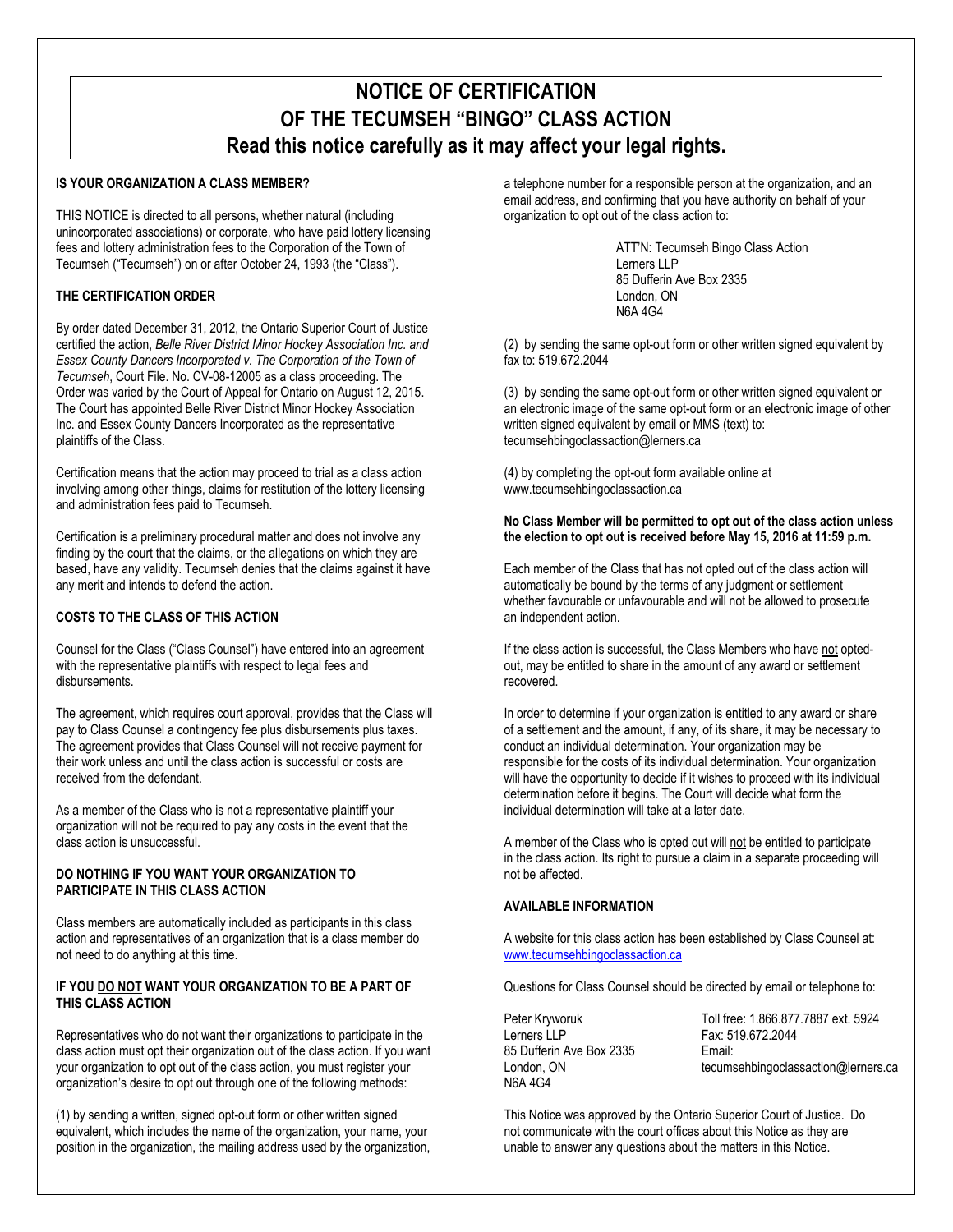# NOTICE OF CERTIFICATION OF THE TECUMSEH "BINGO" CLASS ACTION

**Read this notice carefully as it may affect your legal rights.**

## IS YOUR ORGANIZATION A CLASS MEMBER?

THIS NOTICE is directed to all persons, whether natural (including unincorporated associations) or corporate, who have paid lottery licensing fees and lottery administration fees to the Corporation of the Town of Tecumseh ("Tecumseh") on or after October 24, 1993 (the "Class").

## THE CERTIFICATION ORDER

By order dated December 31, 2012, the Ontario Superior Court of Justice certified the action, *Belle River District Minor Hockey Association Inc. and Essex County Dancers Incorporated v. The Corporation of the Town of Tecumseh*, Court File. No. CV-08-12005 as a class proceeding. The Order was varied by the Court of Appeal for Ontario on August 12, 2015. The Court has appointed Belle River District Minor Hockey Association Inc. and Essex County Dancers Incorporated as the representative plaintiffs of the Class.

Certification means that the action may proceed to trial as a class action involving among other things, claims for restitution of the lottery licensing and administration fees paid to Tecumseh.

Certification is a preliminary procedural matter and does not involve any finding by the court that the claims, or the allegations on which they are based, have any validity. Tecumseh denies that the claims against it have any merit and intends to defend the action.

## COSTS TO THE CLASS OF THIS ACTION

Counsel for the Class ("Class Counsel") have entered into an agreement with the representative plaintiffs with respect to legal fees and disbursements.

The agreement, which requires court approval, provides that the Class will pay to Class Counsel a contingency fee plus disbursements plus taxes. The agreement provides that Class Counsel will not receive payment for their work unless and until the class action is successful or costs are received from the defendant.

As a member of the Class who is not a representative plaintiff your organization will not be required to pay any costs in the event that the class action is unsuccessful.

## DO NOTHING IF YOU WANT YOUR ORGANIZATION TO PARTICIPATE IN THIS CLASS ACTION

Class members are automatically included as participants in this class action and representatives of an organization that is a class member do not need to do anything at this time.

## IF YOU DO NOT WANT YOUR ORGANIZATION TO BE A PART OF THIS CLASS ACTION

Representatives who do not want their organizations to participate in the class action must opt their organization out of the class action. If you want your organization to opt out of the class action, you must register your organization's desire to opt out through one of the following methods:

(1) by sending a written, signed opt-out form or other written signed equivalent, which includes the name of the organization, your name, your position in the organization, the mailing address used by the organization, a telephone number for a responsible person at the organization, and an email address, and confirming that you have authority on behalf of your organization to opt out of the class action to:

ATT'N: Tecumseh Bingo Class Action
Lerners LLP
85 Dufferin Ave Box 2335
London, ON
N6A 4G4

(2) by sending the same opt-out form or other written signed equivalent by fax to: 519.672.2044

(3) by sending the same opt-out form or other written signed equivalent or an electronic image of the same opt-out form or an electronic image of other written signed equivalent by email or MMS (text) to: tecumsehbingoclassaction@lerners.ca

(4) by completing the opt-out form available online at www.tecumsehbingoclassaction.ca

**No Class Member will be permitted to opt out of the class action unless the election to opt out is received before May 15, 2016 at 11:59 p.m.**

Each member of the Class that has not opted out of the class action will automatically be bound by the terms of any judgment or settlement whether favourable or unfavourable and will not be allowed to prosecute an independent action.

If the class action is successful, the Class Members who have not opted-out, may be entitled to share in the amount of any award or settlement recovered.

In order to determine if your organization is entitled to any award or share of a settlement and the amount, if any, of its share, it may be necessary to conduct an individual determination. Your organization may be responsible for the costs of its individual determination. Your organization will have the opportunity to decide if it wishes to proceed with its individual determination before it begins. The Court will decide what form the individual determination will take at a later date.

A member of the Class who is opted out will not be entitled to participate in the class action. Its right to pursue a claim in a separate proceeding will not be affected.

## AVAILABLE INFORMATION

A website for this class action has been established by Class Counsel at: www.tecumsehbingoclassaction.ca

Questions for Class Counsel should be directed by email or telephone to:

Peter Kryworuk
Lerners LLP
85 Dufferin Ave Box 2335
London, ON
N6A 4G4

Toll free: 1.866.877.7887 ext. 5924
Fax: 519.672.2044
Email: tecumsehbingoclassaction@lerners.ca

This Notice was approved by the Ontario Superior Court of Justice. Do not communicate with the court offices about this Notice as they are unable to answer any questions about the matters in this Notice.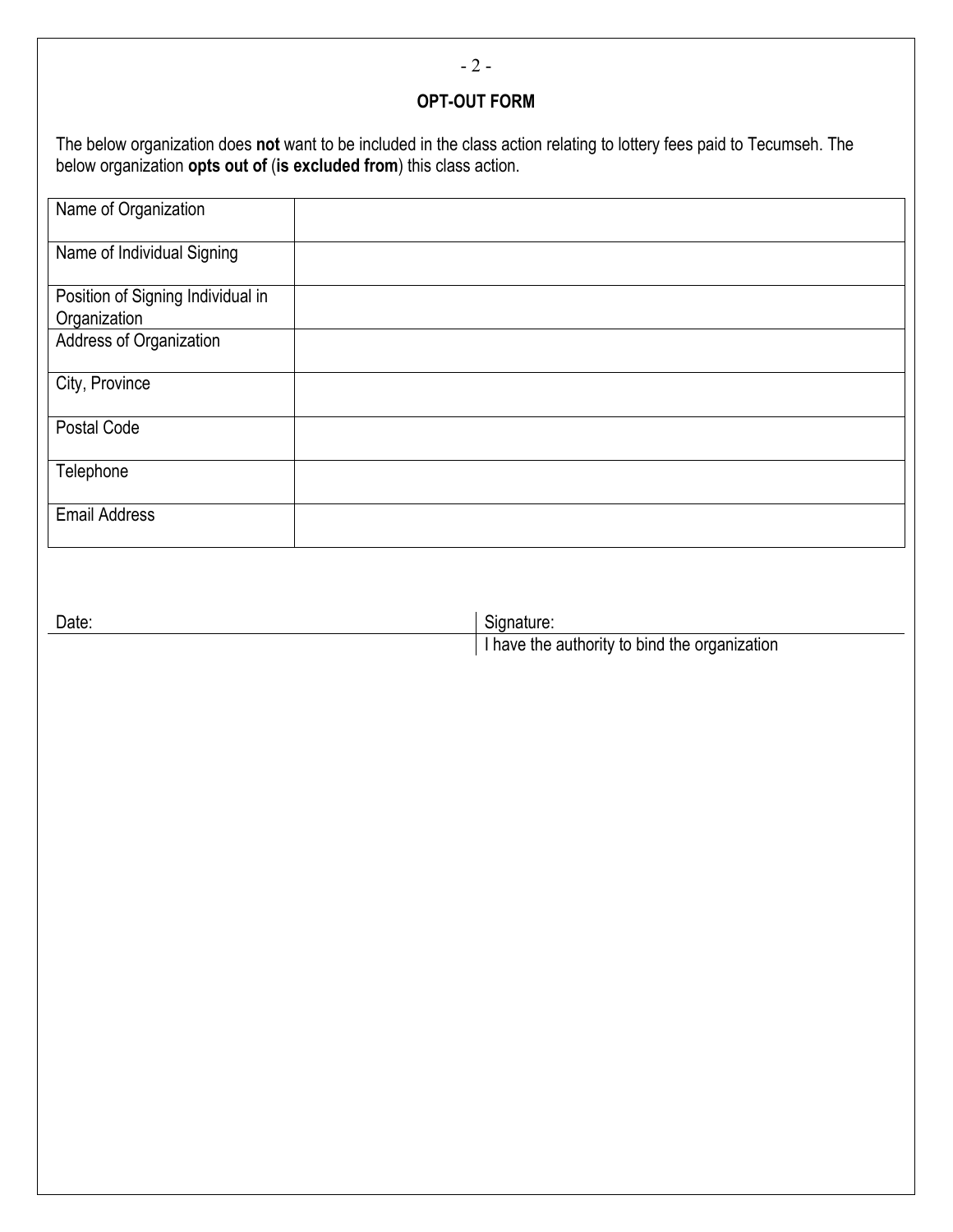## OPT-OUT FORM

The below organization does **not** want to be included in the class action relating to lottery fees paid to Tecumseh. The below organization **opts out of** (**is excluded from**) this class action.

| | |
|---|---|
| Name of Organization | |
| Name of Individual Signing | |
| Position of Signing Individual in Organization | |
| Address of Organization | |
| City, Province | |
| Postal Code | |
| Telephone | |
| Email Address | |

| | |
|---|---|
| Date: | Signature: |
| | I have the authority to bind the organization |